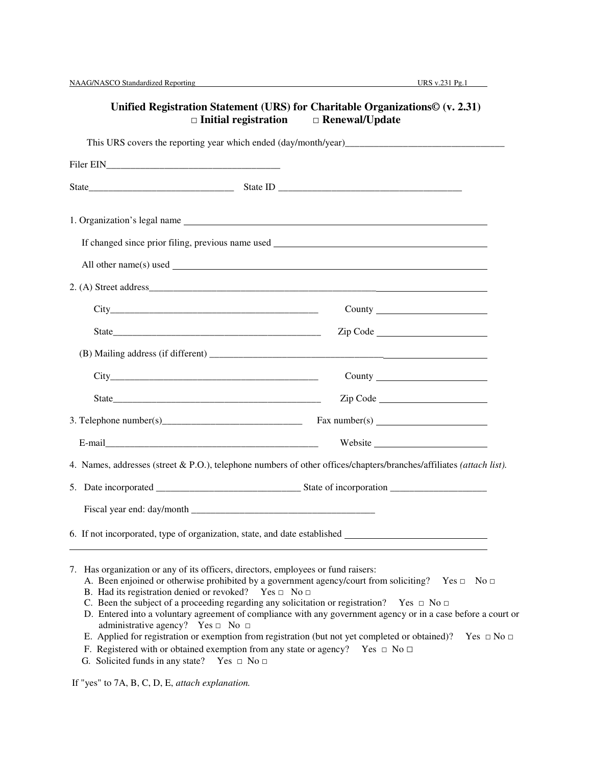# Unified Registration Statement (URS) for Charitable Organizations© (v. 2.31)

**□ Initial registration □ Renewal/Update**

This URS covers the reporting year which ended (day/month/year)________________________________

Filer EIN___________________________________

State_____________________________ State ID _____________________________________

1. Organization's legal name ______________________________________________________

   If changed since prior filing, previous name used ______________________________________

   All other name(s) used ________________________________________________________

2. (A) Street address____________________________________________________________

   City_____________________________________________ County _______________________

   State_____________________________________________ Zip Code _____________________

   (B) Mailing address (if different) _____________________________________________________

   City_____________________________________________ County _______________________

   State_____________________________________________ Zip Code _____________________

3. Telephone number(s)_____________________________ Fax number(s) ___________________

   E-mail_____________________________________________ Website _______________________

4. Names, addresses (street & P.O.), telephone numbers of other offices/chapters/branches/affiliates *(attach list).*

5. Date incorporated ______________________________ State of incorporation ____________________

   Fiscal year end: day/month ______________________________________

6. If not incorporated, type of organization, state, and date established ___________________________

   ________________________________________________________________________________

7. Has organization or any of its officers, directors, employees or fund raisers:
   - A. Been enjoined or otherwise prohibited by a government agency/court from soliciting? Yes □ No □
   - B. Had its registration denied or revoked? Yes □ No □
   - C. Been the subject of a proceeding regarding any solicitation or registration? Yes □ No □
   - D. Entered into a voluntary agreement of compliance with any government agency or in a case before a court or administrative agency? Yes □ No □
   - E. Applied for registration or exemption from registration (but not yet completed or obtained)? Yes □ No □
   - F. Registered with or obtained exemption from any state or agency? Yes □ No □
   - G. Solicited funds in any state? Yes □ No □

If "yes" to 7A, B, C, D, E, *attach explanation.*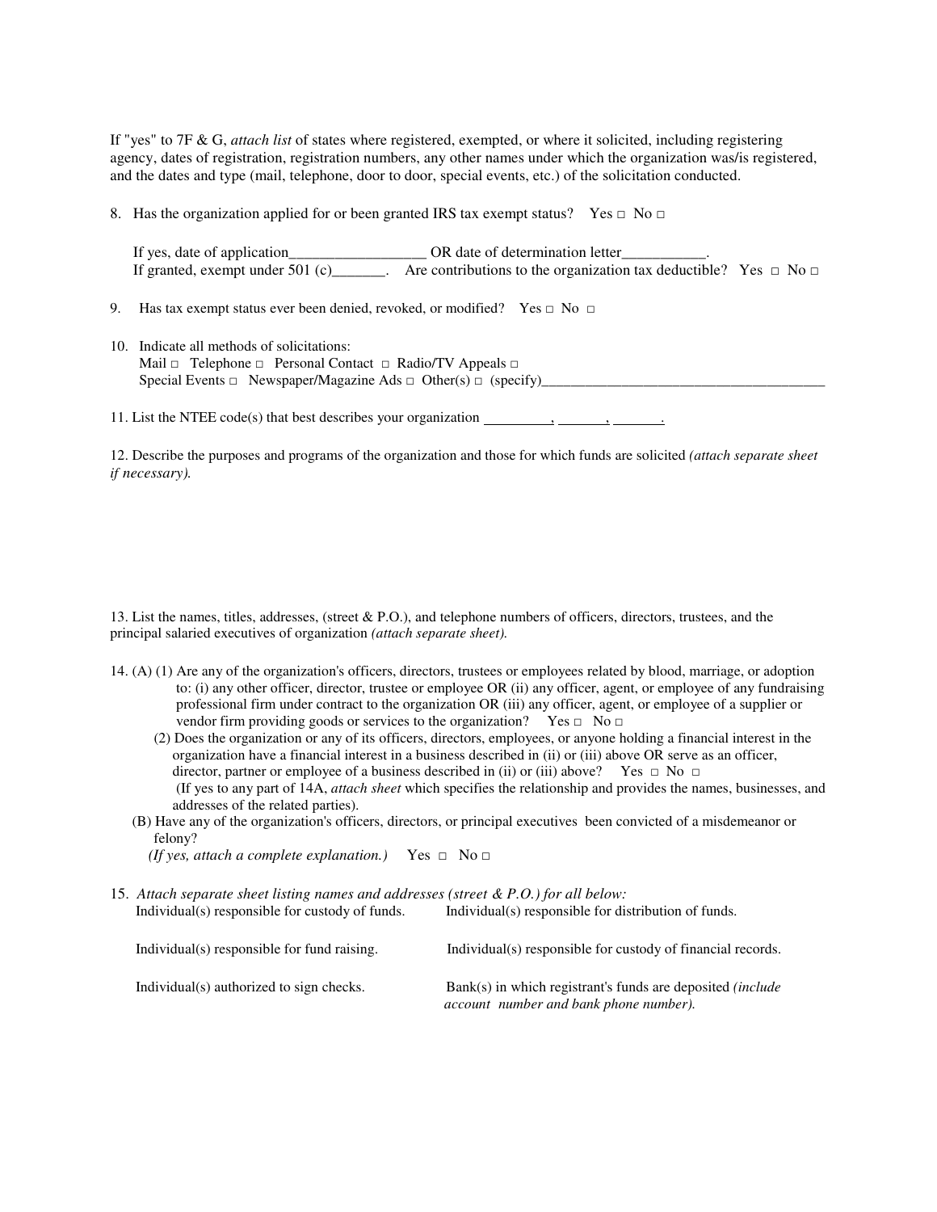If "yes" to 7F & G, *attach list* of states where registered, exempted, or where it solicited, including registering agency, dates of registration, registration numbers, any other names under which the organization was/is registered, and the dates and type (mail, telephone, door to door, special events, etc.) of the solicitation conducted.

8. Has the organization applied for or been granted IRS tax exempt status? Yes □ No □

   If yes, date of application__________________ OR date of determination letter___________.
   If granted, exempt under 501 (c)_______. Are contributions to the organization tax deductible? Yes □ No □

9. Has tax exempt status ever been denied, revoked, or modified? Yes □ No □

10. Indicate all methods of solicitations:
    Mail □ Telephone □ Personal Contact □ Radio/TV Appeals □
    Special Events □ Newspaper/Magazine Ads □ Other(s) □ (specify)________________________________________

11. List the NTEE code(s) that best describes your organization _________, _______, _______.

12. Describe the purposes and programs of the organization and those for which funds are solicited *(attach separate sheet if necessary).*

13. List the names, titles, addresses, (street & P.O.), and telephone numbers of officers, directors, trustees, and the principal salaried executives of organization *(attach separate sheet).*

14. (A) (1) Are any of the organization's officers, directors, trustees or employees related by blood, marriage, or adoption to: (i) any other officer, director, trustee or employee OR (ii) any officer, agent, or employee of any fundraising professional firm under contract to the organization OR (iii) any officer, agent, or employee of a supplier or vendor firm providing goods or services to the organization? Yes □ No □

    (2) Does the organization or any of its officers, directors, employees, or anyone holding a financial interest in the organization have a financial interest in a business described in (ii) or (iii) above OR serve as an officer, director, partner or employee of a business described in (ii) or (iii) above? Yes □ No □
    (If yes to any part of 14A, *attach sheet* which specifies the relationship and provides the names, businesses, and addresses of the related parties).

    (B) Have any of the organization's officers, directors, or principal executives been convicted of a misdemeanor or felony?
    *(If yes, attach a complete explanation.)* Yes □ No □

15. *Attach separate sheet listing names and addresses (street & P.O.) for all below:*

| | |
|---|---|
| Individual(s) responsible for custody of funds. | Individual(s) responsible for distribution of funds. |
| Individual(s) responsible for fund raising. | Individual(s) responsible for custody of financial records. |
| Individual(s) authorized to sign checks. | Bank(s) in which registrant's funds are deposited *(include account number and bank phone number).* |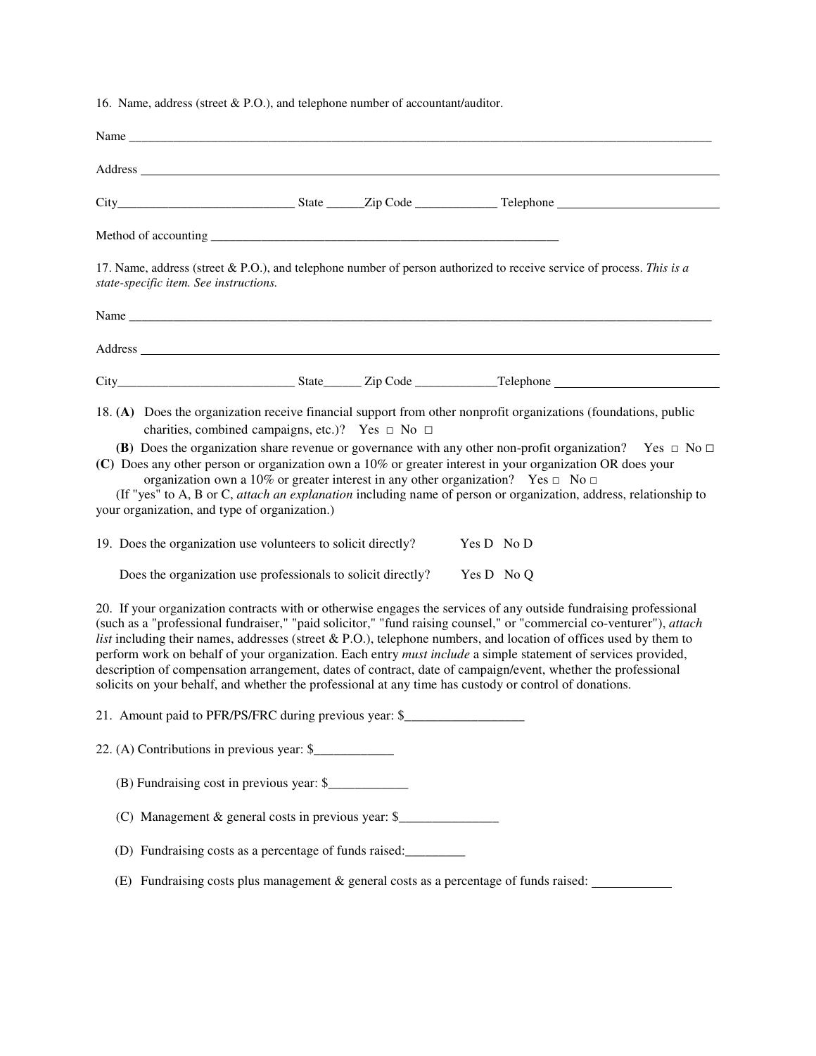16. Name, address (street & P.O.), and telephone number of accountant/auditor.

Name ___________________________________________________________________________________________

Address ___________________________________________________________________________________________

City___________________________ State ______Zip Code _____________ Telephone _________________________

Method of accounting _______________________________________________________

17. Name, address (street & P.O.), and telephone number of person authorized to receive service of process. *This is a state-specific item. See instructions.*

Name ___________________________________________________________________________________________

Address ___________________________________________________________________________________________

City____________________________ State______ Zip Code _____________Telephone _________________________

18. **(A)** Does the organization receive financial support from other nonprofit organizations (foundations, public charities, combined campaigns, etc.)? Yes □ No □

**(B)** Does the organization share revenue or governance with any other non-profit organization? Yes □ No □

**(C)** Does any other person or organization own a 10% or greater interest in your organization OR does your organization own a 10% or greater interest in any other organization? Yes □ No □

(If "yes" to A, B or C, *attach an explanation* including name of person or organization, address, relationship to your organization, and type of organization.)

19. Does the organization use volunteers to solicit directly? Yes D No D

Does the organization use professionals to solicit directly? Yes D No Q

20. If your organization contracts with or otherwise engages the services of any outside fundraising professional (such as a "professional fundraiser," "paid solicitor," "fund raising counsel," or "commercial co-venturer"), *attach list* including their names, addresses (street & P.O.), telephone numbers, and location of offices used by them to perform work on behalf of your organization. Each entry *must include* a simple statement of services provided, description of compensation arrangement, dates of contract, date of campaign/event, whether the professional solicits on your behalf, and whether the professional at any time has custody or control of donations.

21. Amount paid to PFR/PS/FRC during previous year: $__________________

22. (A) Contributions in previous year: $____________

(B) Fundraising cost in previous year: $____________

(C) Management & general costs in previous year: $_______________

(D) Fundraising costs as a percentage of funds raised:_________

(E) Fundraising costs plus management & general costs as a percentage of funds raised: ____________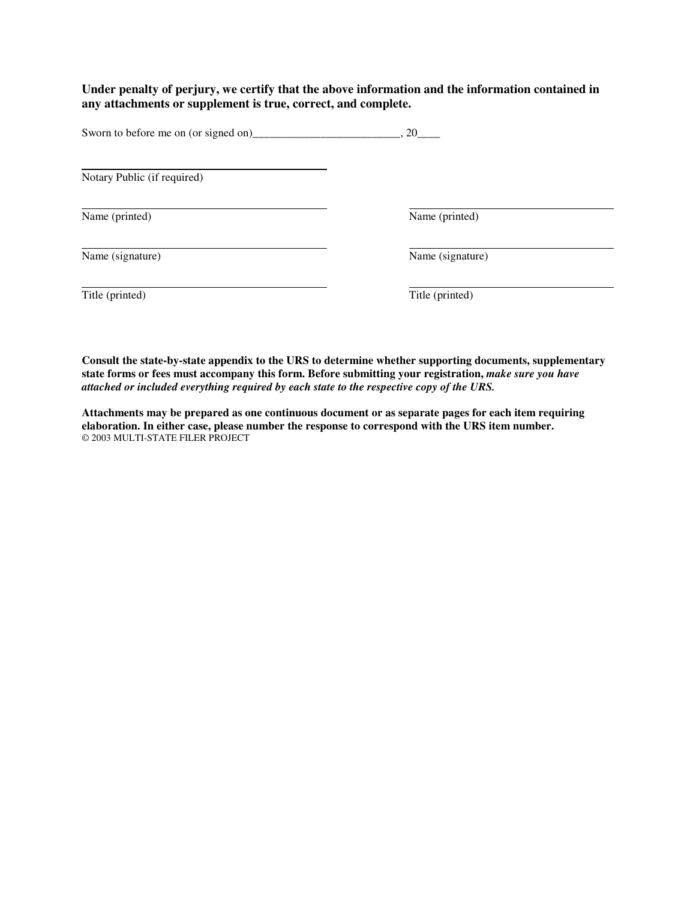**Under penalty of perjury, we certify that the above information and the information contained in any attachments or supplement is true, correct, and complete.**

Sworn to before me on (or signed on)__________________________, 20____

______________________________
Notary Public (if required)

______________________________
Name (printed)

______________________________
Name (signature)

______________________________
Title (printed)

______________________________
Name (printed)

______________________________
Name (signature)

______________________________
Title (printed)

**Consult the state-by-state appendix to the URS to determine whether supporting documents, supplementary state forms or fees must accompany this form. Before submitting your registration, *make sure you have attached or included everything required by each state to the respective copy of the URS.***

**Attachments may be prepared as one continuous document or as separate pages for each item requiring elaboration. In either case, please number the response to correspond with the URS item number.**

© 2003 MULTI-STATE FILER PROJECT